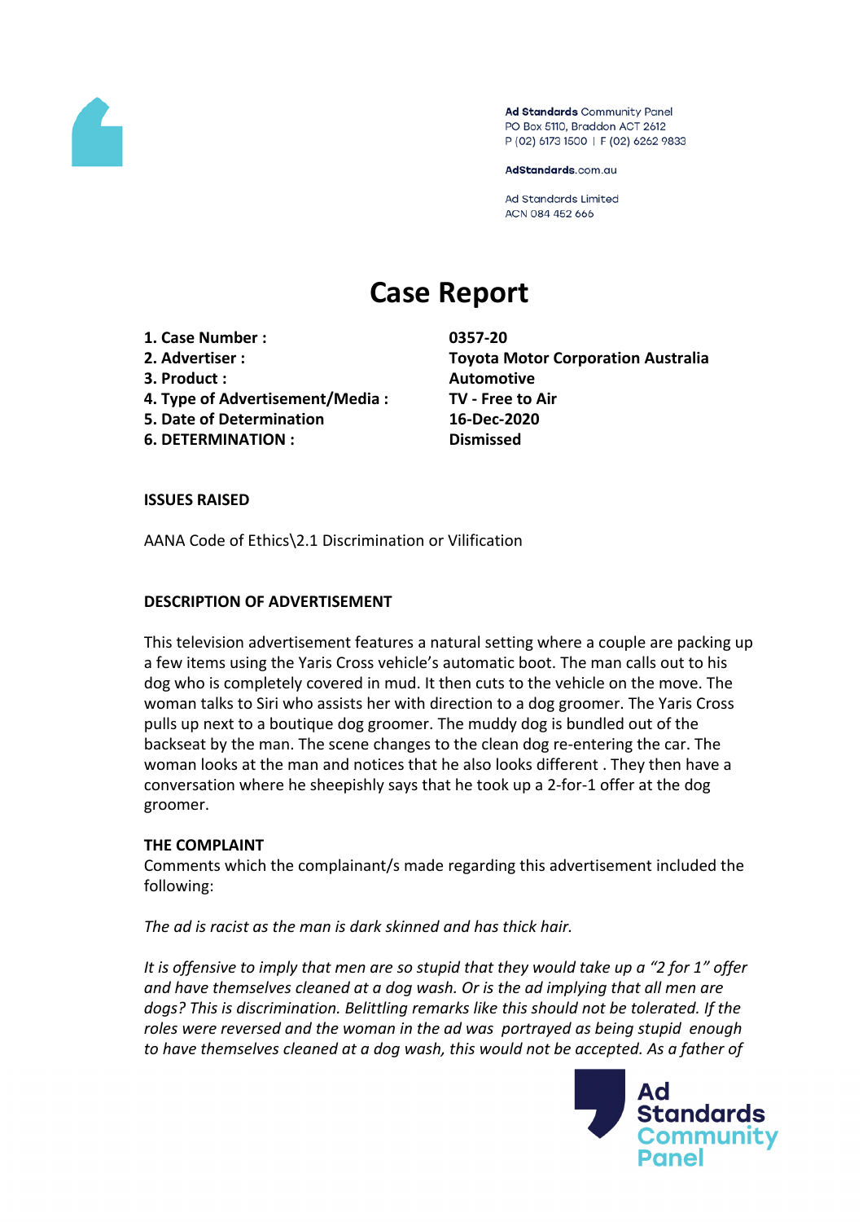# Case Report

| | |
|---|---|
| **1. Case Number :** | **0357-20** |
| **2. Advertiser :** | **Toyota Motor Corporation Australia** |
| **3. Product :** | **Automotive** |
| **4. Type of Advertisement/Media :** | **TV - Free to Air** |
| **5. Date of Determination** | **16-Dec-2020** |
| **6. DETERMINATION :** | **Dismissed** |

**ISSUES RAISED**

AANA Code of Ethics\2.1 Discrimination or Vilification

**DESCRIPTION OF ADVERTISEMENT**

This television advertisement features a natural setting where a couple are packing up a few items using the Yaris Cross vehicle's automatic boot. The man calls out to his dog who is completely covered in mud. It then cuts to the vehicle on the move. The woman talks to Siri who assists her with direction to a dog groomer. The Yaris Cross pulls up next to a boutique dog groomer. The muddy dog is bundled out of the backseat by the man. The scene changes to the clean dog re-entering the car. The woman looks at the man and notices that he also looks different . They then have a conversation where he sheepishly says that he took up a 2-for-1 offer at the dog groomer.

**THE COMPLAINT**

Comments which the complainant/s made regarding this advertisement included the following:

*The ad is racist as the man is dark skinned and has thick hair.*

*It is offensive to imply that men are so stupid that they would take up a "2 for 1" offer and have themselves cleaned at a dog wash. Or is the ad implying that all men are dogs? This is discrimination. Belittling remarks like this should not be tolerated. If the roles were reversed and the woman in the ad was portrayed as being stupid enough to have themselves cleaned at a dog wash, this would not be accepted. As a father of*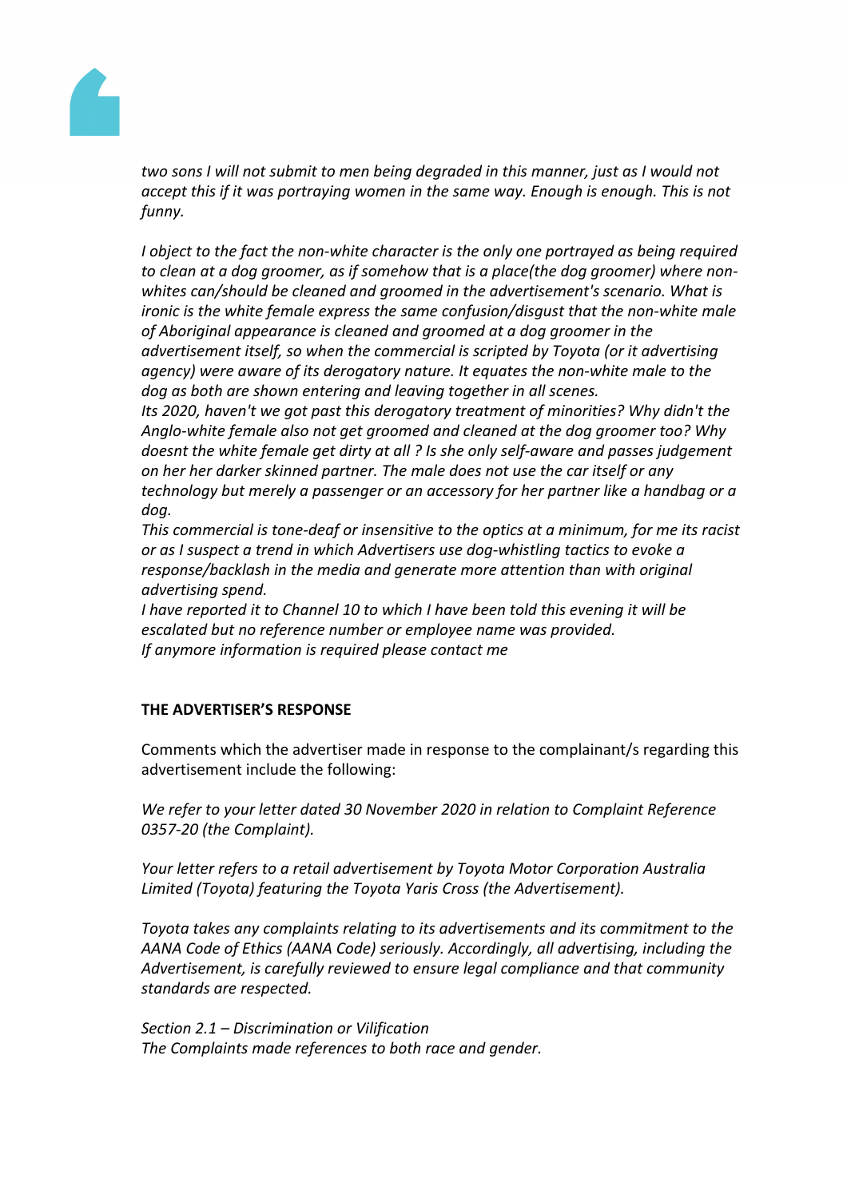*two sons I will not submit to men being degraded in this manner, just as I would not accept this if it was portraying women in the same way. Enough is enough. This is not funny.*

*I object to the fact the non-white character is the only one portrayed as being required to clean at a dog groomer, as if somehow that is a place(the dog groomer) where non-whites can/should be cleaned and groomed in the advertisement's scenario. What is ironic is the white female express the same confusion/disgust that the non-white male of Aboriginal appearance is cleaned and groomed at a dog groomer in the advertisement itself, so when the commercial is scripted by Toyota (or it advertising agency) were aware of its derogatory nature. It equates the non-white male to the dog as both are shown entering and leaving together in all scenes.*
*Its 2020, haven't we got past this derogatory treatment of minorities? Why didn't the Anglo-white female also not get groomed and cleaned at the dog groomer too? Why doesnt the white female get dirty at all ? Is she only self-aware and passes judgement on her her darker skinned partner. The male does not use the car itself or any technology but merely a passenger or an accessory for her partner like a handbag or a dog.*
*This commercial is tone-deaf or insensitive to the optics at a minimum, for me its racist or as I suspect a trend in which Advertisers use dog-whistling tactics to evoke a response/backlash in the media and generate more attention than with original advertising spend.*
*I have reported it to Channel 10 to which I have been told this evening it will be escalated but no reference number or employee name was provided.*
*If anymore information is required please contact me*

**THE ADVERTISER'S RESPONSE**

Comments which the advertiser made in response to the complainant/s regarding this advertisement include the following:

*We refer to your letter dated 30 November 2020 in relation to Complaint Reference 0357-20 (the Complaint).*

*Your letter refers to a retail advertisement by Toyota Motor Corporation Australia Limited (Toyota) featuring the Toyota Yaris Cross (the Advertisement).*

*Toyota takes any complaints relating to its advertisements and its commitment to the AANA Code of Ethics (AANA Code) seriously. Accordingly, all advertising, including the Advertisement, is carefully reviewed to ensure legal compliance and that community standards are respected.*

*Section 2.1 – Discrimination or Vilification*
*The Complaints made references to both race and gender.*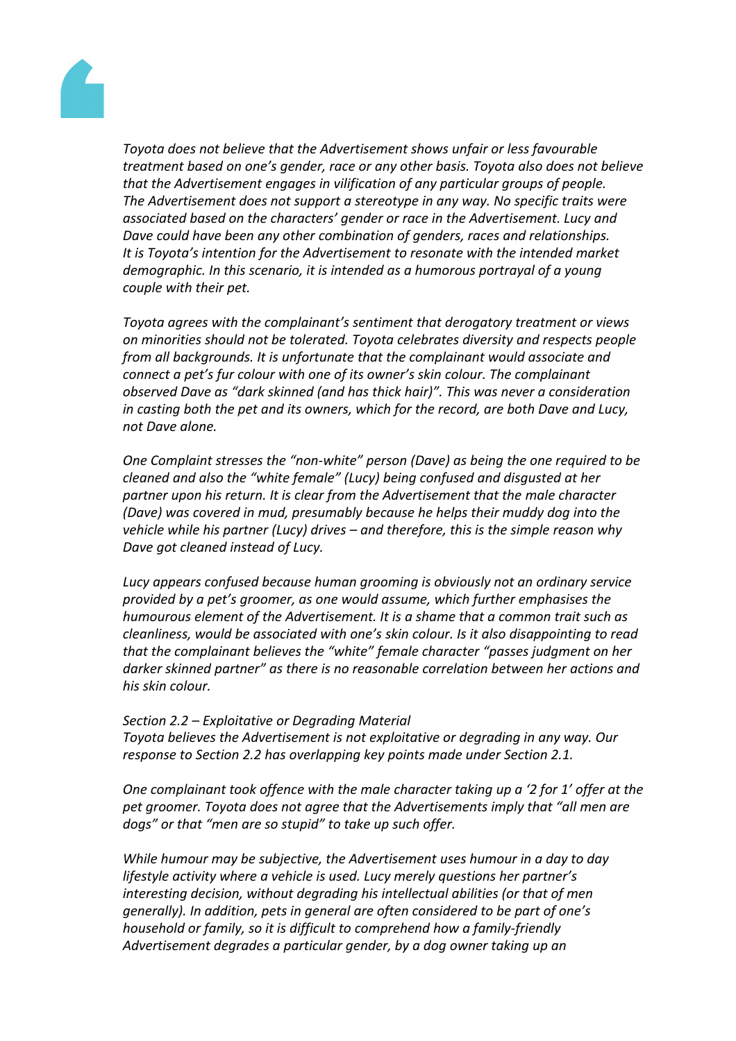*Toyota does not believe that the Advertisement shows unfair or less favourable treatment based on one's gender, race or any other basis. Toyota also does not believe that the Advertisement engages in vilification of any particular groups of people. The Advertisement does not support a stereotype in any way. No specific traits were associated based on the characters' gender or race in the Advertisement. Lucy and Dave could have been any other combination of genders, races and relationships. It is Toyota's intention for the Advertisement to resonate with the intended market demographic. In this scenario, it is intended as a humorous portrayal of a young couple with their pet.*

*Toyota agrees with the complainant's sentiment that derogatory treatment or views on minorities should not be tolerated. Toyota celebrates diversity and respects people from all backgrounds. It is unfortunate that the complainant would associate and connect a pet's fur colour with one of its owner's skin colour. The complainant observed Dave as "dark skinned (and has thick hair)". This was never a consideration in casting both the pet and its owners, which for the record, are both Dave and Lucy, not Dave alone.*

*One Complaint stresses the "non-white" person (Dave) as being the one required to be cleaned and also the "white female" (Lucy) being confused and disgusted at her partner upon his return. It is clear from the Advertisement that the male character (Dave) was covered in mud, presumably because he helps their muddy dog into the vehicle while his partner (Lucy) drives – and therefore, this is the simple reason why Dave got cleaned instead of Lucy.*

*Lucy appears confused because human grooming is obviously not an ordinary service provided by a pet's groomer, as one would assume, which further emphasises the humourous element of the Advertisement. It is a shame that a common trait such as cleanliness, would be associated with one's skin colour. Is it also disappointing to read that the complainant believes the "white" female character "passes judgment on her darker skinned partner" as there is no reasonable correlation between her actions and his skin colour.*

*Section 2.2 – Exploitative or Degrading Material*
*Toyota believes the Advertisement is not exploitative or degrading in any way. Our response to Section 2.2 has overlapping key points made under Section 2.1.*

*One complainant took offence with the male character taking up a '2 for 1' offer at the pet groomer. Toyota does not agree that the Advertisements imply that "all men are dogs" or that "men are so stupid" to take up such offer.*

*While humour may be subjective, the Advertisement uses humour in a day to day lifestyle activity where a vehicle is used. Lucy merely questions her partner's interesting decision, without degrading his intellectual abilities (or that of men generally). In addition, pets in general are often considered to be part of one's household or family, so it is difficult to comprehend how a family-friendly Advertisement degrades a particular gender, by a dog owner taking up an*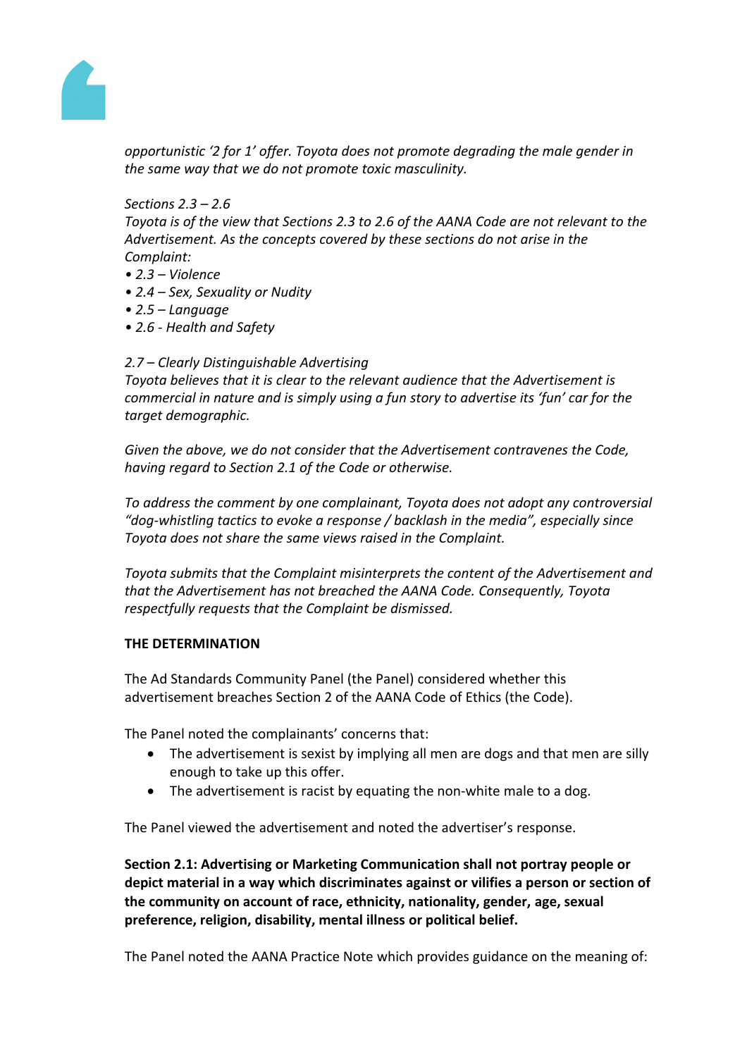*opportunistic '2 for 1' offer. Toyota does not promote degrading the male gender in the same way that we do not promote toxic masculinity.*

*Sections 2.3 – 2.6*
*Toyota is of the view that Sections 2.3 to 2.6 of the AANA Code are not relevant to the Advertisement. As the concepts covered by these sections do not arise in the Complaint:*
*• 2.3 – Violence*
*• 2.4 – Sex, Sexuality or Nudity*
*• 2.5 – Language*
*• 2.6 - Health and Safety*

*2.7 – Clearly Distinguishable Advertising*
*Toyota believes that it is clear to the relevant audience that the Advertisement is commercial in nature and is simply using a fun story to advertise its 'fun' car for the target demographic.*

*Given the above, we do not consider that the Advertisement contravenes the Code, having regard to Section 2.1 of the Code or otherwise.*

*To address the comment by one complainant, Toyota does not adopt any controversial "dog-whistling tactics to evoke a response / backlash in the media", especially since Toyota does not share the same views raised in the Complaint.*

*Toyota submits that the Complaint misinterprets the content of the Advertisement and that the Advertisement has not breached the AANA Code. Consequently, Toyota respectfully requests that the Complaint be dismissed.*

**THE DETERMINATION**

The Ad Standards Community Panel (the Panel) considered whether this advertisement breaches Section 2 of the AANA Code of Ethics (the Code).

The Panel noted the complainants' concerns that:

- The advertisement is sexist by implying all men are dogs and that men are silly enough to take up this offer.
- The advertisement is racist by equating the non-white male to a dog.

The Panel viewed the advertisement and noted the advertiser's response.

**Section 2.1: Advertising or Marketing Communication shall not portray people or depict material in a way which discriminates against or vilifies a person or section of the community on account of race, ethnicity, nationality, gender, age, sexual preference, religion, disability, mental illness or political belief.**

The Panel noted the AANA Practice Note which provides guidance on the meaning of: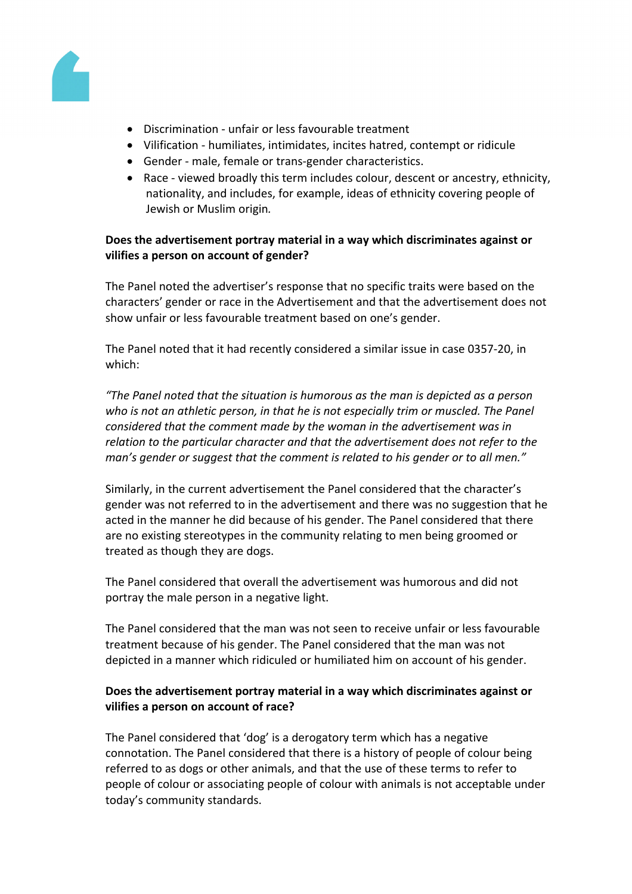- Discrimination - unfair or less favourable treatment
- Vilification - humiliates, intimidates, incites hatred, contempt or ridicule
- Gender - male, female or trans-gender characteristics.
- Race - viewed broadly this term includes colour, descent or ancestry, ethnicity, nationality, and includes, for example, ideas of ethnicity covering people of Jewish or Muslim origin.

**Does the advertisement portray material in a way which discriminates against or vilifies a person on account of gender?**

The Panel noted the advertiser's response that no specific traits were based on the characters' gender or race in the Advertisement and that the advertisement does not show unfair or less favourable treatment based on one's gender.

The Panel noted that it had recently considered a similar issue in case 0357-20, in which:

*"The Panel noted that the situation is humorous as the man is depicted as a person who is not an athletic person, in that he is not especially trim or muscled. The Panel considered that the comment made by the woman in the advertisement was in relation to the particular character and that the advertisement does not refer to the man's gender or suggest that the comment is related to his gender or to all men."*

Similarly, in the current advertisement the Panel considered that the character's gender was not referred to in the advertisement and there was no suggestion that he acted in the manner he did because of his gender. The Panel considered that there are no existing stereotypes in the community relating to men being groomed or treated as though they are dogs.

The Panel considered that overall the advertisement was humorous and did not portray the male person in a negative light.

The Panel considered that the man was not seen to receive unfair or less favourable treatment because of his gender. The Panel considered that the man was not depicted in a manner which ridiculed or humiliated him on account of his gender.

**Does the advertisement portray material in a way which discriminates against or vilifies a person on account of race?**

The Panel considered that 'dog' is a derogatory term which has a negative connotation. The Panel considered that there is a history of people of colour being referred to as dogs or other animals, and that the use of these terms to refer to people of colour or associating people of colour with animals is not acceptable under today's community standards.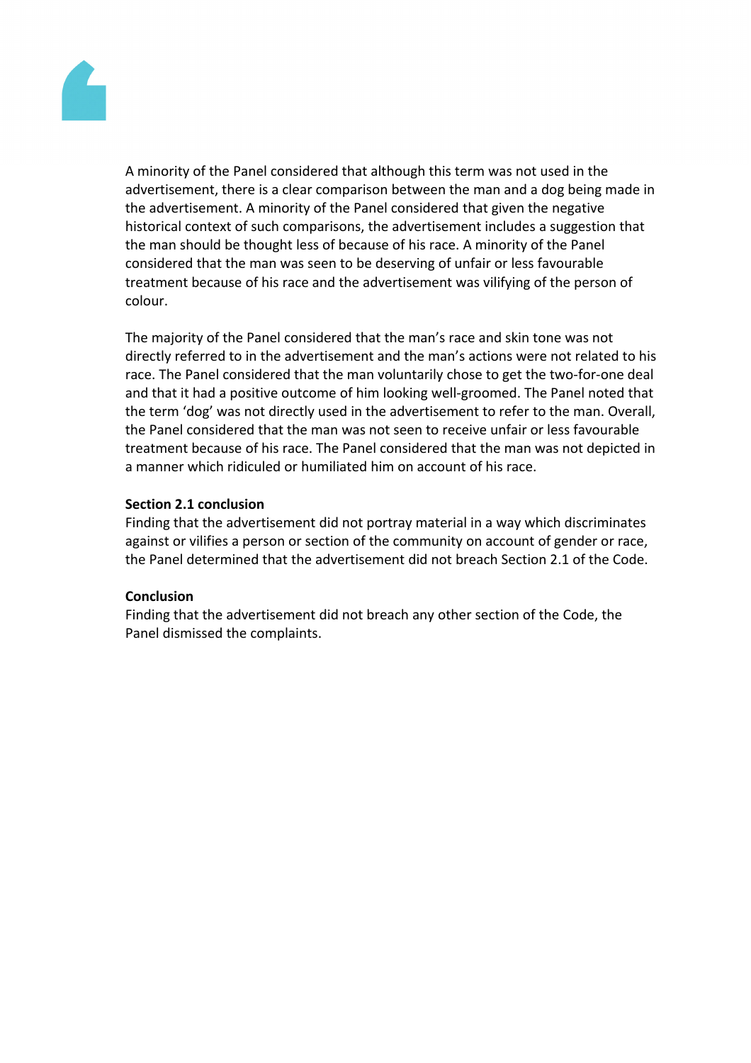A minority of the Panel considered that although this term was not used in the advertisement, there is a clear comparison between the man and a dog being made in the advertisement. A minority of the Panel considered that given the negative historical context of such comparisons, the advertisement includes a suggestion that the man should be thought less of because of his race. A minority of the Panel considered that the man was seen to be deserving of unfair or less favourable treatment because of his race and the advertisement was vilifying of the person of colour.

The majority of the Panel considered that the man's race and skin tone was not directly referred to in the advertisement and the man's actions were not related to his race. The Panel considered that the man voluntarily chose to get the two-for-one deal and that it had a positive outcome of him looking well-groomed. The Panel noted that the term 'dog' was not directly used in the advertisement to refer to the man. Overall, the Panel considered that the man was not seen to receive unfair or less favourable treatment because of his race. The Panel considered that the man was not depicted in a manner which ridiculed or humiliated him on account of his race.

**Section 2.1 conclusion**

Finding that the advertisement did not portray material in a way which discriminates against or vilifies a person or section of the community on account of gender or race, the Panel determined that the advertisement did not breach Section 2.1 of the Code.

**Conclusion**

Finding that the advertisement did not breach any other section of the Code, the Panel dismissed the complaints.